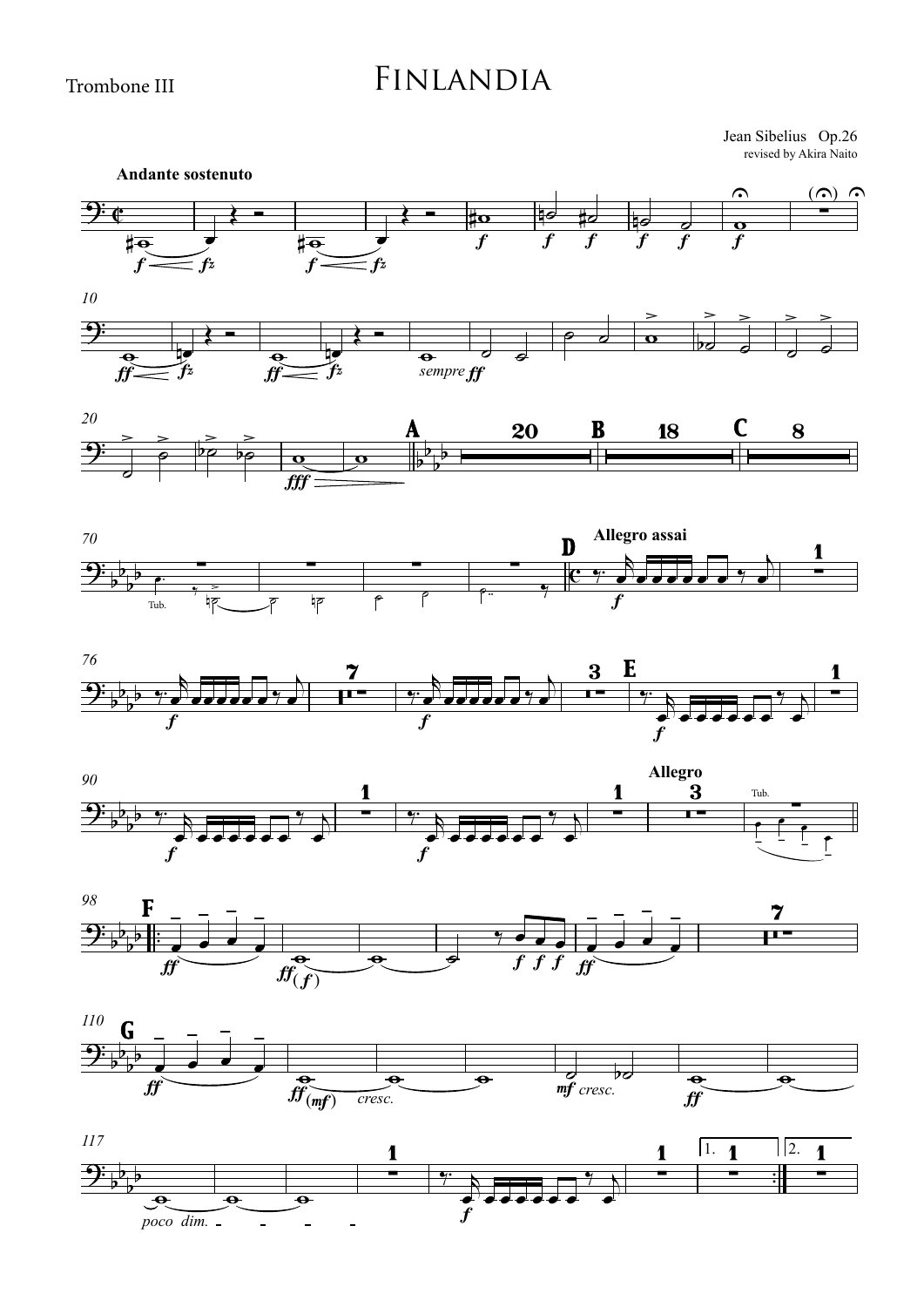Trombone III

# Finlandia

Jean Sibelius Op.26
revised by Akira Naito

**Andante sostenuto**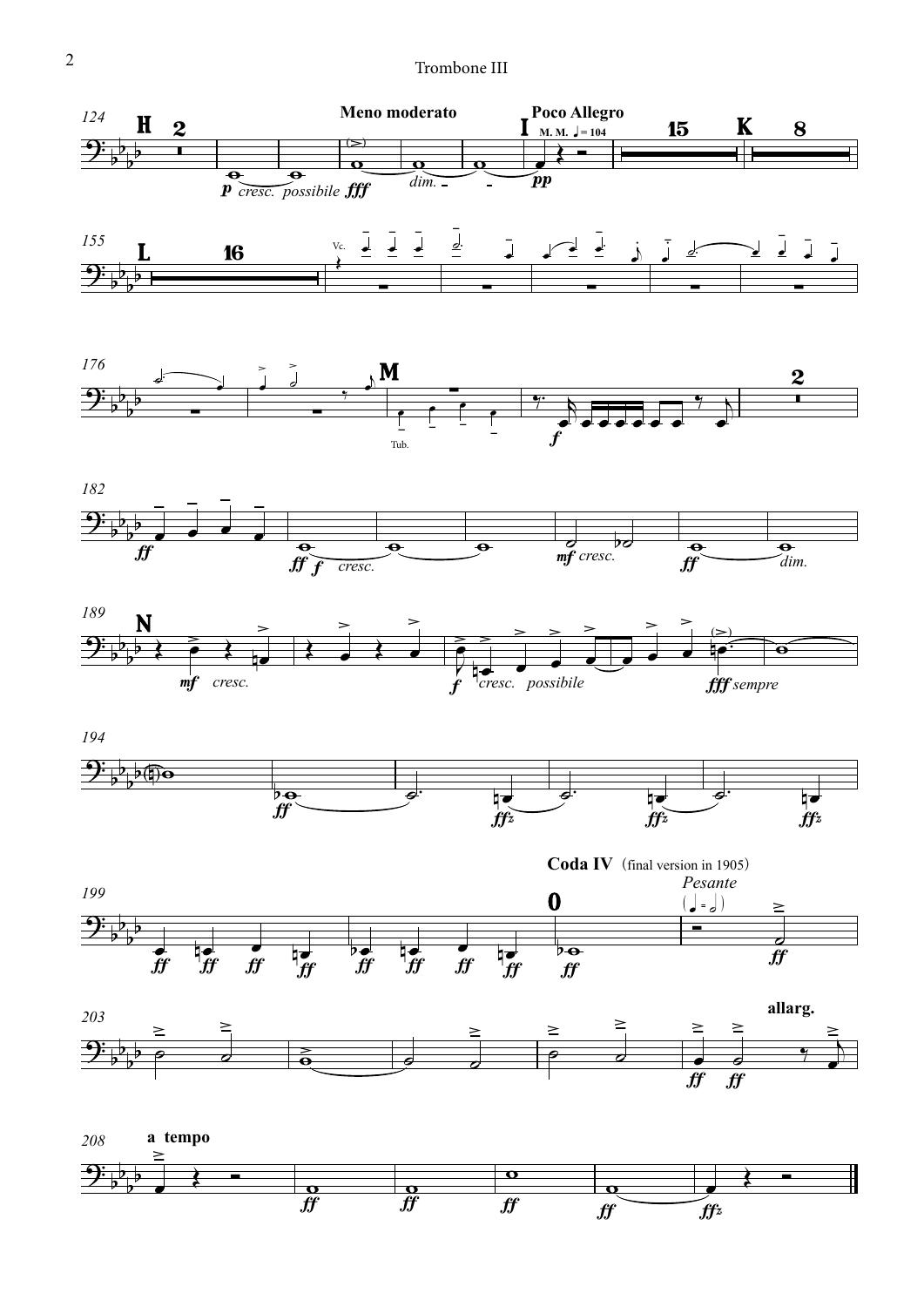**Meno moderato**

**Poco Allegro**

M. M. ♩ = 104

**Coda IV** (final version in 1905)

*Pesante*

**allarg.**

**a tempo**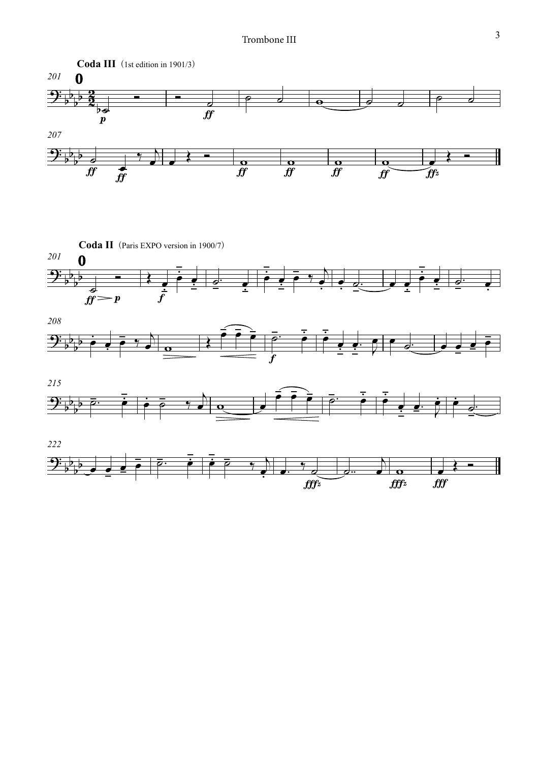**Coda III**（1st edition in 1901/3）

**Coda II**（Paris EXPO version in 1900/7）